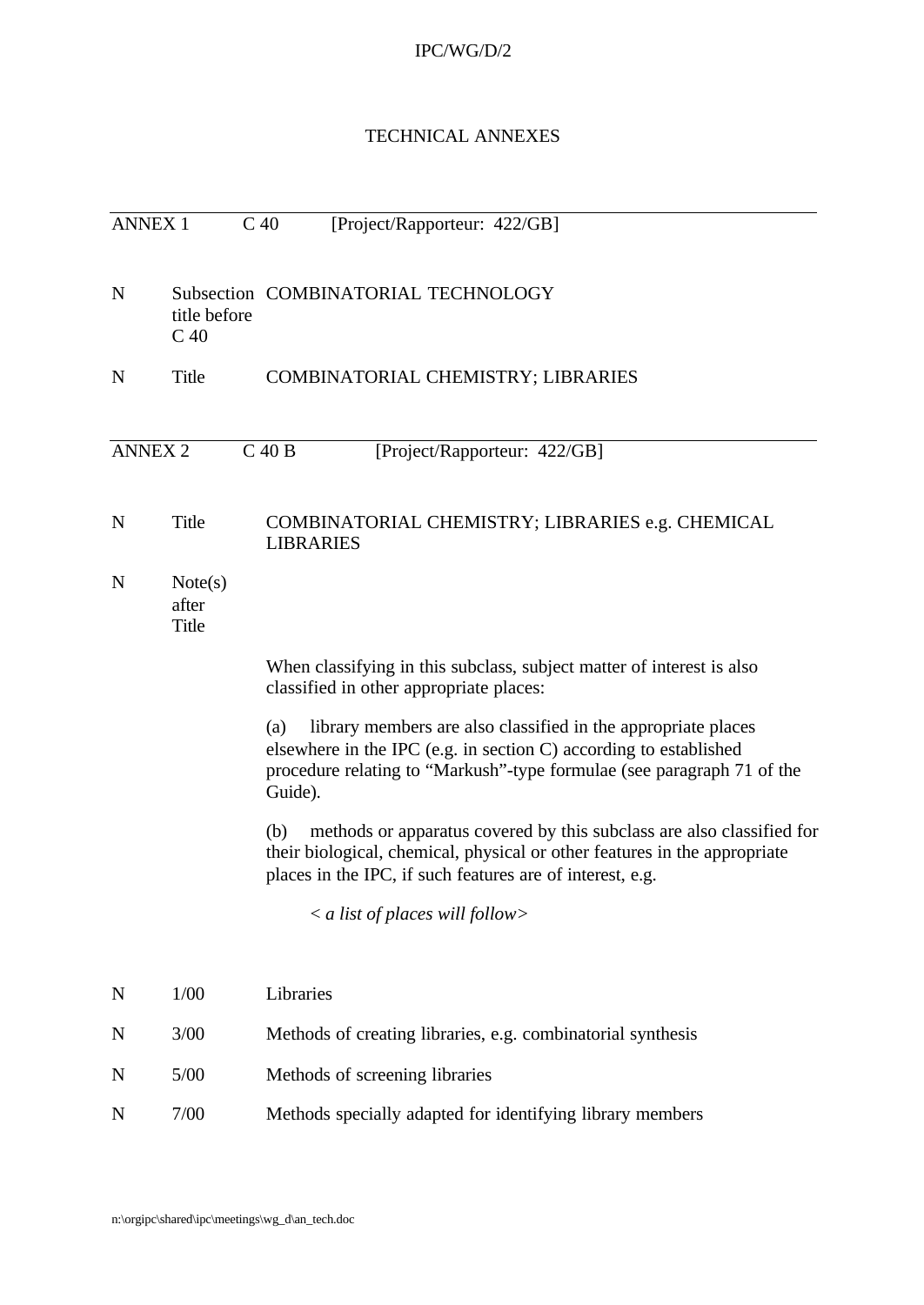IPC/WG/D/2

# TECHNICAL ANNEXES

---

ANNEX 1 C 40 [Project/Rapporteur: 422/GB]

| | | |
|---|---|---|
| N | Subsection title before C 40 | COMBINATORIAL TECHNOLOGY |
| N | Title | COMBINATORIAL CHEMISTRY; LIBRARIES |

---

ANNEX 2 C 40 B [Project/Rapporteur: 422/GB]

| | | |
|---|---|---|
| N | Title | COMBINATORIAL CHEMISTRY; LIBRARIES e.g. CHEMICAL LIBRARIES |
| N | Note(s) after Title | |

When classifying in this subclass, subject matter of interest is also classified in other appropriate places:

(a) library members are also classified in the appropriate places elsewhere in the IPC (e.g. in section C) according to established procedure relating to "Markush"-type formulae (see paragraph 71 of the Guide).

(b) methods or apparatus covered by this subclass are also classified for their biological, chemical, physical or other features in the appropriate places in the IPC, if such features are of interest, e.g.

*< a list of places will follow>*

| | | |
|---|---|---|
| N | 1/00 | Libraries |
| N | 3/00 | Methods of creating libraries, e.g. combinatorial synthesis |
| N | 5/00 | Methods of screening libraries |
| N | 7/00 | Methods specially adapted for identifying library members |

n:\orgipc\shared\ipc\meetings\wg_d\an_tech.doc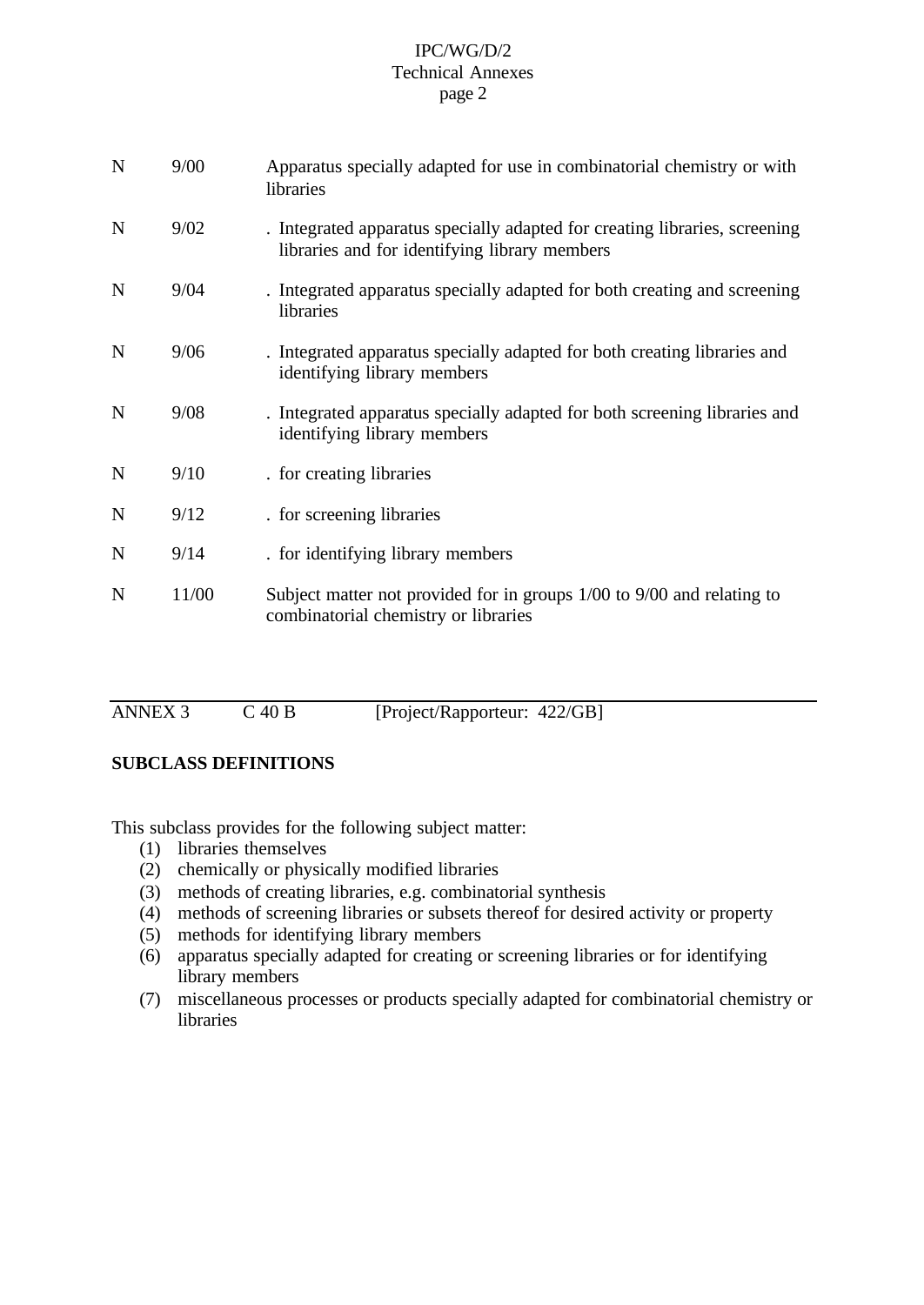| | | |
|---|---|---|
| N | 9/00 | Apparatus specially adapted for use in combinatorial chemistry or with libraries |
| N | 9/02 | . Integrated apparatus specially adapted for creating libraries, screening libraries and for identifying library members |
| N | 9/04 | . Integrated apparatus specially adapted for both creating and screening libraries |
| N | 9/06 | . Integrated apparatus specially adapted for both creating libraries and identifying library members |
| N | 9/08 | . Integrated apparatus specially adapted for both screening libraries and identifying library members |
| N | 9/10 | . for creating libraries |
| N | 9/12 | . for screening libraries |
| N | 9/14 | . for identifying library members |
| N | 11/00 | Subject matter not provided for in groups 1/00 to 9/00 and relating to combinatorial chemistry or libraries |

---

ANNEX 3 C 40 B [Project/Rapporteur: 422/GB]

**SUBCLASS DEFINITIONS**

This subclass provides for the following subject matter:

(1) libraries themselves
(2) chemically or physically modified libraries
(3) methods of creating libraries, e.g. combinatorial synthesis
(4) methods of screening libraries or subsets thereof for desired activity or property
(5) methods for identifying library members
(6) apparatus specially adapted for creating or screening libraries or for identifying library members
(7) miscellaneous processes or products specially adapted for combinatorial chemistry or libraries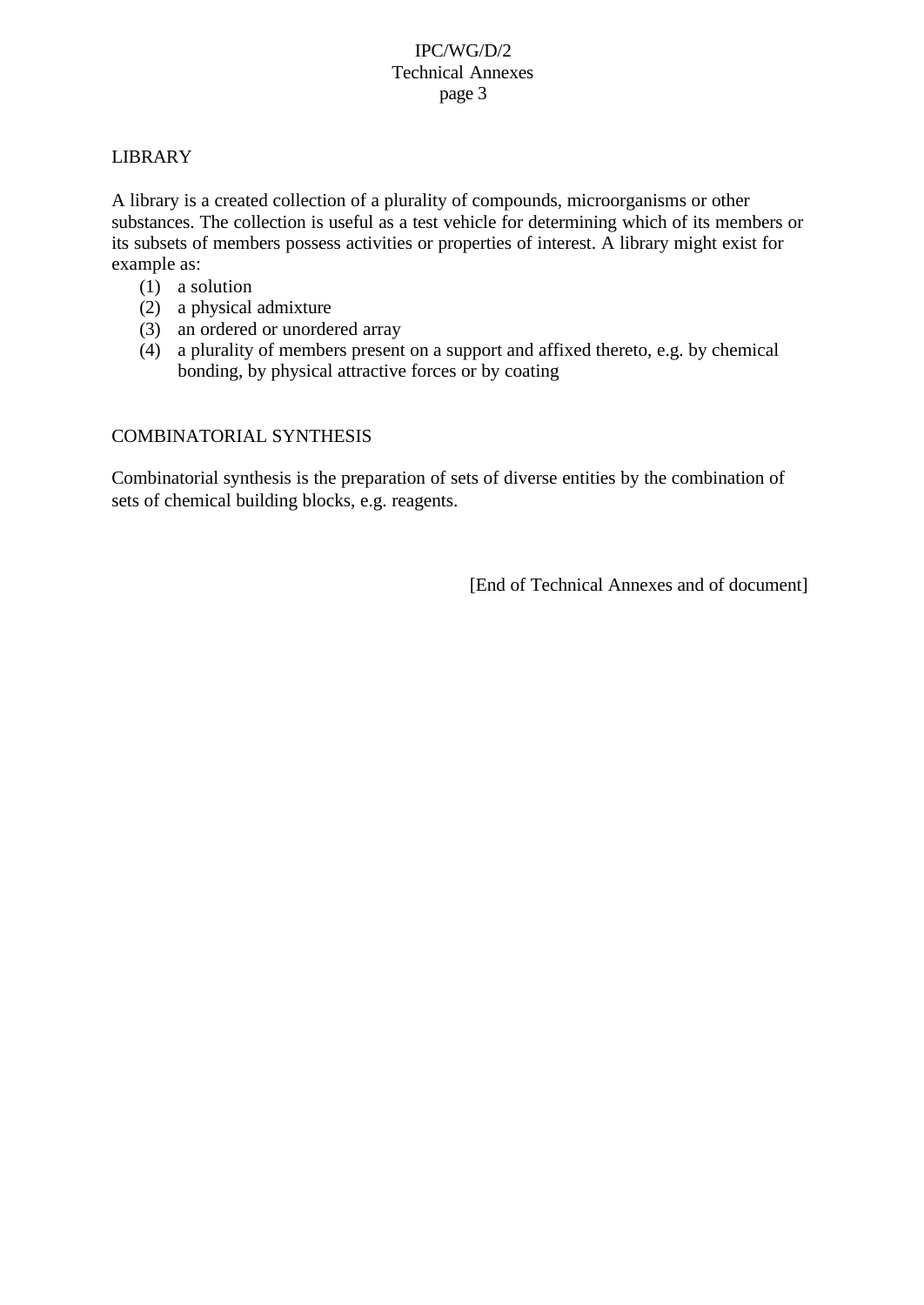## LIBRARY

A library is a created collection of a plurality of compounds, microorganisms or other substances. The collection is useful as a test vehicle for determining which of its members or its subsets of members possess activities or properties of interest. A library might exist for example as:

(1) a solution
(2) a physical admixture
(3) an ordered or unordered array
(4) a plurality of members present on a support and affixed thereto, e.g. by chemical bonding, by physical attractive forces or by coating

## COMBINATORIAL SYNTHESIS

Combinatorial synthesis is the preparation of sets of diverse entities by the combination of sets of chemical building blocks, e.g. reagents.

[End of Technical Annexes and of document]